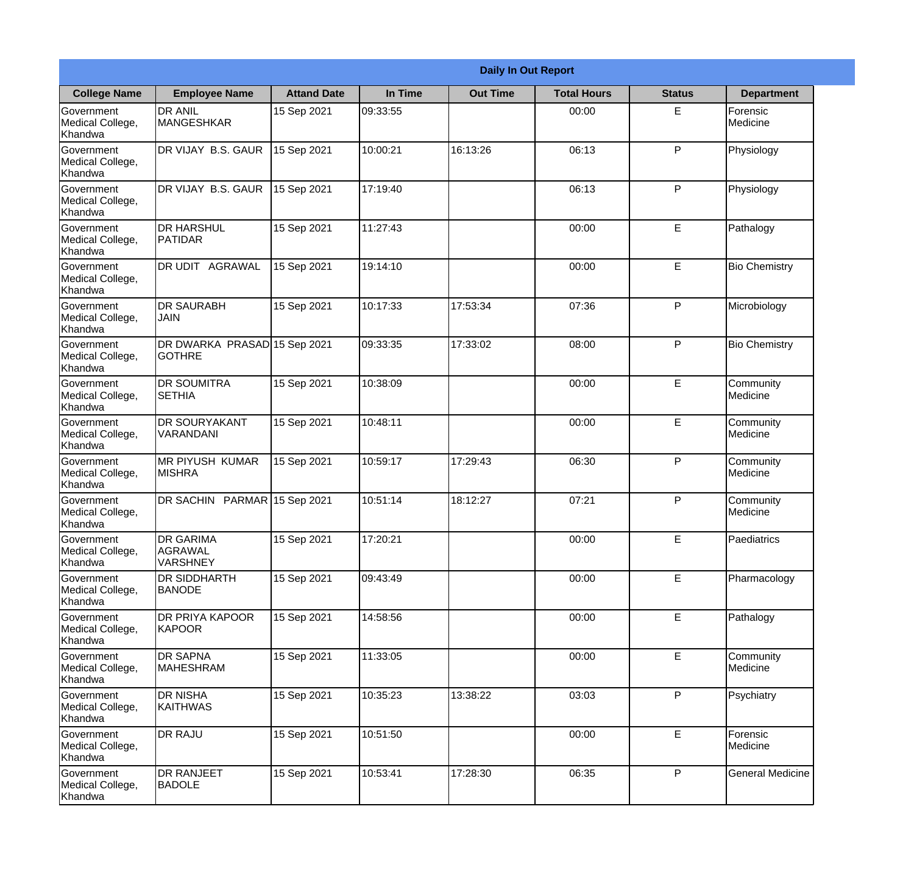| Daily In Out Report | | | | | | | |
|---|---|---|---|---|---|---|---|
| **College Name** | **Employee Name** | **Attand Date** | **In Time** | **Out Time** | **Total Hours** | **Status** | **Department** |
| Government Medical College, Khandwa | DR ANIL MANGESHKAR | 15 Sep 2021 | 09:33:55 | | 00:00 | E | Forensic Medicine |
| Government Medical College, Khandwa | DR VIJAY B.S. GAUR | 15 Sep 2021 | 10:00:21 | 16:13:26 | 06:13 | P | Physiology |
| Government Medical College, Khandwa | DR VIJAY B.S. GAUR | 15 Sep 2021 | 17:19:40 | | 06:13 | P | Physiology |
| Government Medical College, Khandwa | DR HARSHUL PATIDAR | 15 Sep 2021 | 11:27:43 | | 00:00 | E | Pathalogy |
| Government Medical College, Khandwa | DR UDIT AGRAWAL | 15 Sep 2021 | 19:14:10 | | 00:00 | E | Bio Chemistry |
| Government Medical College, Khandwa | DR SAURABH JAIN | 15 Sep 2021 | 10:17:33 | 17:53:34 | 07:36 | P | Microbiology |
| Government Medical College, Khandwa | DR DWARKA PRASAD GOTHRE | 15 Sep 2021 | 09:33:35 | 17:33:02 | 08:00 | P | Bio Chemistry |
| Government Medical College, Khandwa | DR SOUMITRA SETHIA | 15 Sep 2021 | 10:38:09 | | 00:00 | E | Community Medicine |
| Government Medical College, Khandwa | DR SOURYAKANT VARANDANI | 15 Sep 2021 | 10:48:11 | | 00:00 | E | Community Medicine |
| Government Medical College, Khandwa | MR PIYUSH KUMAR MISHRA | 15 Sep 2021 | 10:59:17 | 17:29:43 | 06:30 | P | Community Medicine |
| Government Medical College, Khandwa | DR SACHIN PARMAR | 15 Sep 2021 | 10:51:14 | 18:12:27 | 07:21 | P | Community Medicine |
| Government Medical College, Khandwa | DR GARIMA AGRAWAL VARSHNEY | 15 Sep 2021 | 17:20:21 | | 00:00 | E | Paediatrics |
| Government Medical College, Khandwa | DR SIDDHARTH BANODE | 15 Sep 2021 | 09:43:49 | | 00:00 | E | Pharmacology |
| Government Medical College, Khandwa | DR PRIYA KAPOOR KAPOOR | 15 Sep 2021 | 14:58:56 | | 00:00 | E | Pathalogy |
| Government Medical College, Khandwa | DR SAPNA MAHESHRAM | 15 Sep 2021 | 11:33:05 | | 00:00 | E | Community Medicine |
| Government Medical College, Khandwa | DR NISHA KAITHWAS | 15 Sep 2021 | 10:35:23 | 13:38:22 | 03:03 | P | Psychiatry |
| Government Medical College, Khandwa | DR RAJU | 15 Sep 2021 | 10:51:50 | | 00:00 | E | Forensic Medicine |
| Government Medical College, Khandwa | DR RANJEET BADOLE | 15 Sep 2021 | 10:53:41 | 17:28:30 | 06:35 | P | General Medicine |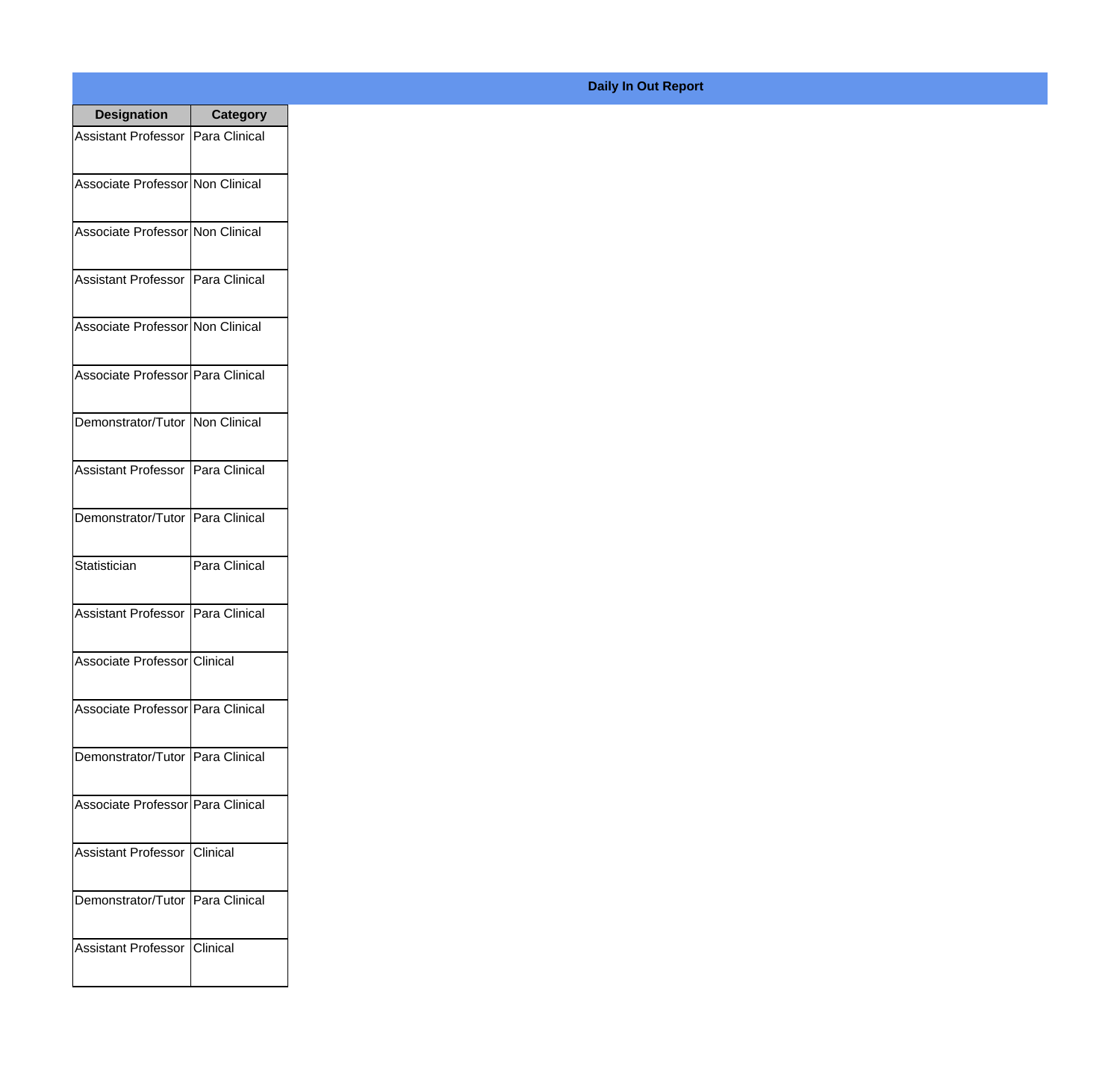**Daily In Out Report**

| Designation | Category |
| --- | --- |
| Assistant Professor | Para Clinical |
| Associate Professor | Non Clinical |
| Associate Professor | Non Clinical |
| Assistant Professor | Para Clinical |
| Associate Professor | Non Clinical |
| Associate Professor | Para Clinical |
| Demonstrator/Tutor | Non Clinical |
| Assistant Professor | Para Clinical |
| Demonstrator/Tutor | Para Clinical |
| Statistician | Para Clinical |
| Assistant Professor | Para Clinical |
| Associate Professor | Clinical |
| Associate Professor | Para Clinical |
| Demonstrator/Tutor | Para Clinical |
| Associate Professor | Para Clinical |
| Assistant Professor | Clinical |
| Demonstrator/Tutor | Para Clinical |
| Assistant Professor | Clinical |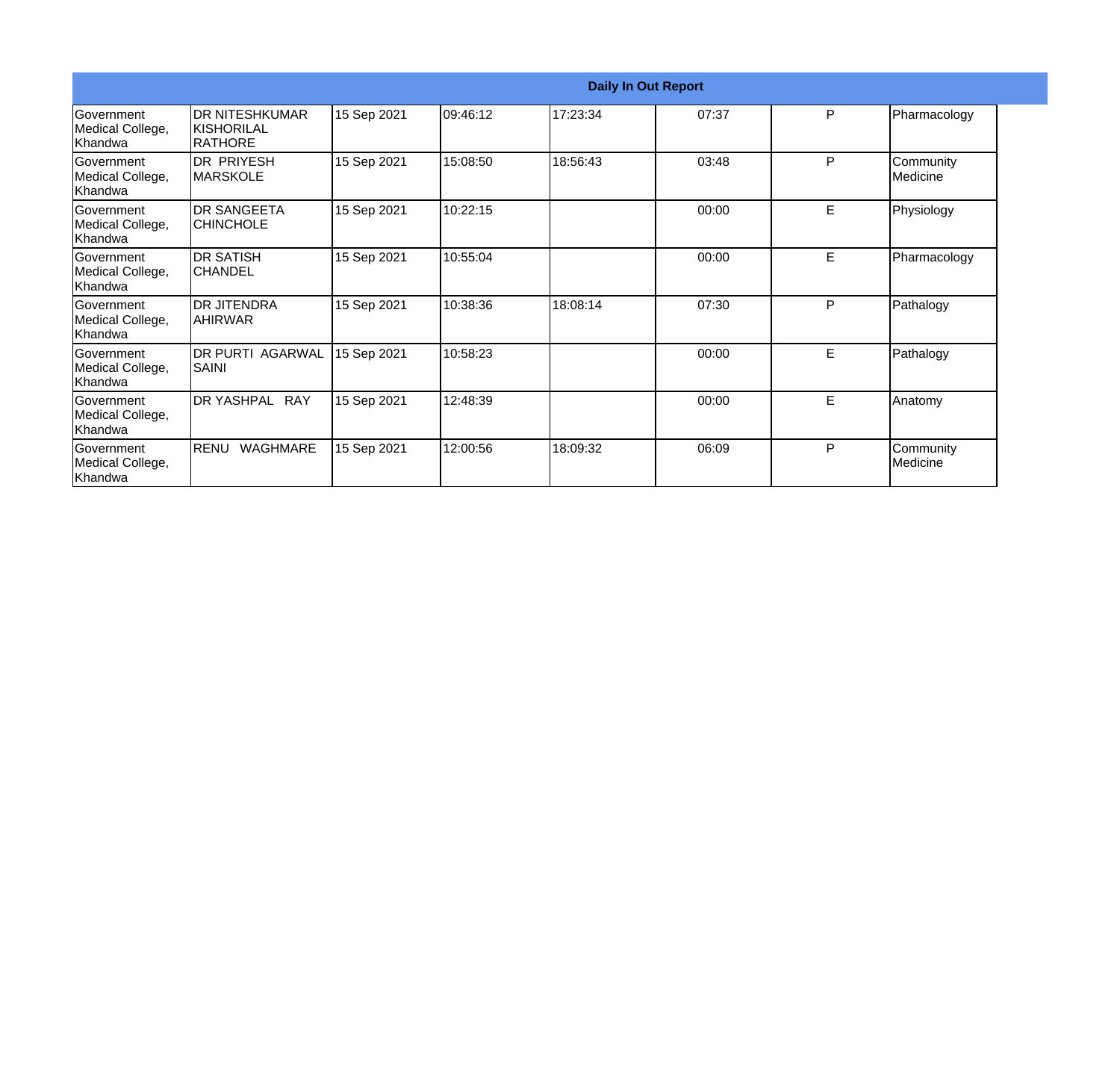| Daily In Out Report | | | | | | | |
|---|---|---|---|---|---|---|---|
| Government Medical College, Khandwa | DR NITESHKUMAR KISHORILAL RATHORE | 15 Sep 2021 | 09:46:12 | 17:23:34 | 07:37 | P | Pharmacology |
| Government Medical College, Khandwa | DR PRIYESH MARSKOLE | 15 Sep 2021 | 15:08:50 | 18:56:43 | 03:48 | P | Community Medicine |
| Government Medical College, Khandwa | DR SANGEETA CHINCHOLE | 15 Sep 2021 | 10:22:15 | | 00:00 | E | Physiology |
| Government Medical College, Khandwa | DR SATISH CHANDEL | 15 Sep 2021 | 10:55:04 | | 00:00 | E | Pharmacology |
| Government Medical College, Khandwa | DR JITENDRA AHIRWAR | 15 Sep 2021 | 10:38:36 | 18:08:14 | 07:30 | P | Pathalogy |
| Government Medical College, Khandwa | DR PURTI AGARWAL SAINI | 15 Sep 2021 | 10:58:23 | | 00:00 | E | Pathalogy |
| Government Medical College, Khandwa | DR YASHPAL RAY | 15 Sep 2021 | 12:48:39 | | 00:00 | E | Anatomy |
| Government Medical College, Khandwa | RENU WAGHMARE | 15 Sep 2021 | 12:00:56 | 18:09:32 | 06:09 | P | Community Medicine |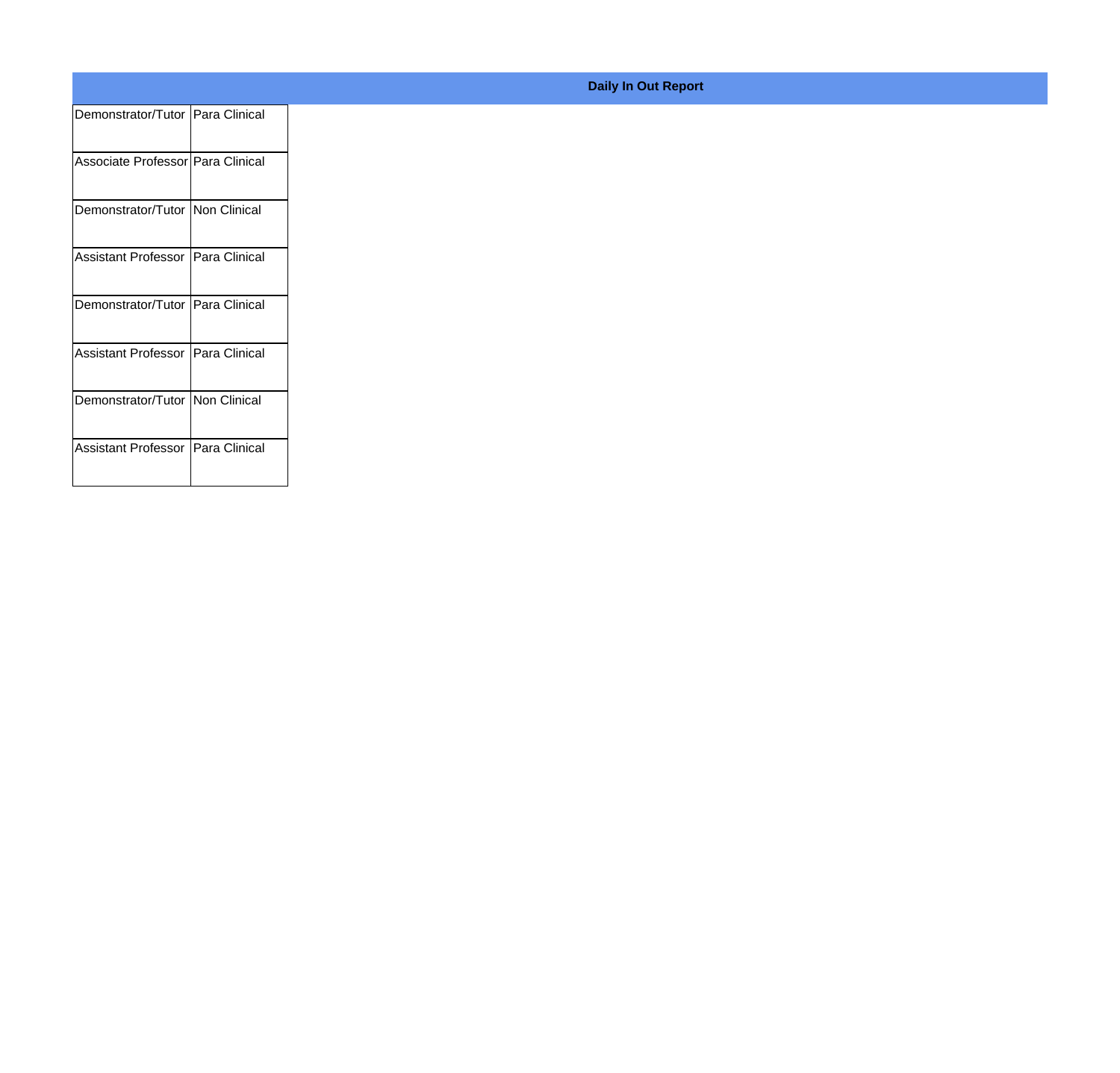**Daily In Out Report**

| | |
|---|---|
| Demonstrator/Tutor | Para Clinical |
| Associate Professor | Para Clinical |
| Demonstrator/Tutor | Non Clinical |
| Assistant Professor | Para Clinical |
| Demonstrator/Tutor | Para Clinical |
| Assistant Professor | Para Clinical |
| Demonstrator/Tutor | Non Clinical |
| Assistant Professor | Para Clinical |